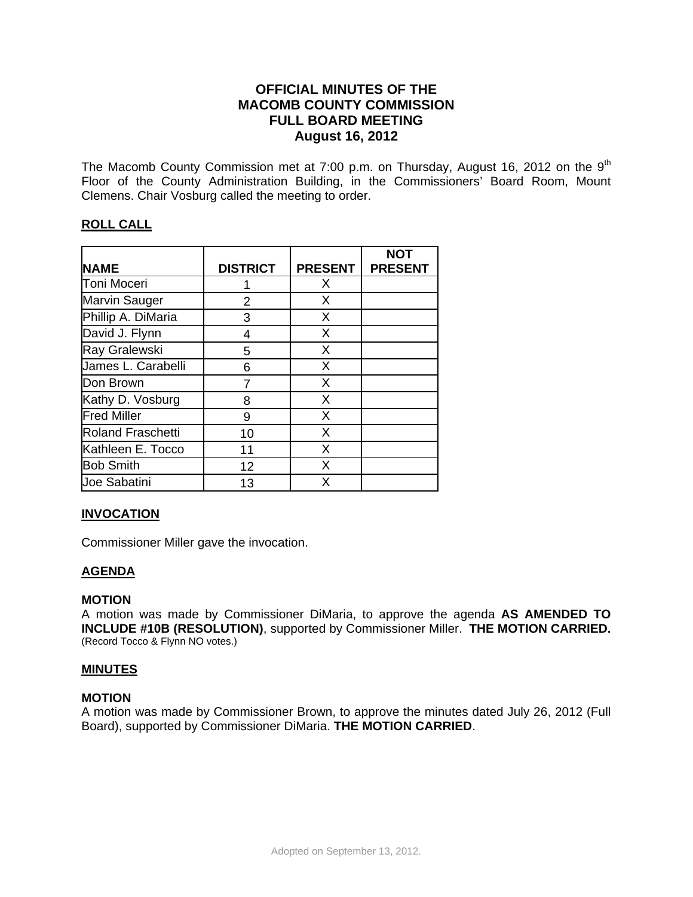# OFFICIAL MINUTES OF THE MACOMB COUNTY COMMISSION FULL BOARD MEETING August 16, 2012

The Macomb County Commission met at 7:00 p.m. on Thursday, August 16, 2012 on the 9th Floor of the County Administration Building, in the Commissioners' Board Room, Mount Clemens. Chair Vosburg called the meeting to order.

## ROLL CALL

| NAME | DISTRICT | PRESENT | NOT PRESENT |
|---|---|---|---|
| Toni Moceri | 1 | X | |
| Marvin Sauger | 2 | X | |
| Phillip A. DiMaria | 3 | X | |
| David J. Flynn | 4 | X | |
| Ray Gralewski | 5 | X | |
| James L. Carabelli | 6 | X | |
| Don Brown | 7 | X | |
| Kathy D. Vosburg | 8 | X | |
| Fred Miller | 9 | X | |
| Roland Fraschetti | 10 | X | |
| Kathleen E. Tocco | 11 | X | |
| Bob Smith | 12 | X | |
| Joe Sabatini | 13 | X | |

## INVOCATION

Commissioner Miller gave the invocation.

## AGENDA

**MOTION**
A motion was made by Commissioner DiMaria, to approve the agenda **AS AMENDED TO INCLUDE #10B (RESOLUTION)**, supported by Commissioner Miller. **THE MOTION CARRIED.** (Record Tocco & Flynn NO votes.)

## MINUTES

**MOTION**
A motion was made by Commissioner Brown, to approve the minutes dated July 26, 2012 (Full Board), supported by Commissioner DiMaria. **THE MOTION CARRIED**.

Adopted on September 13, 2012.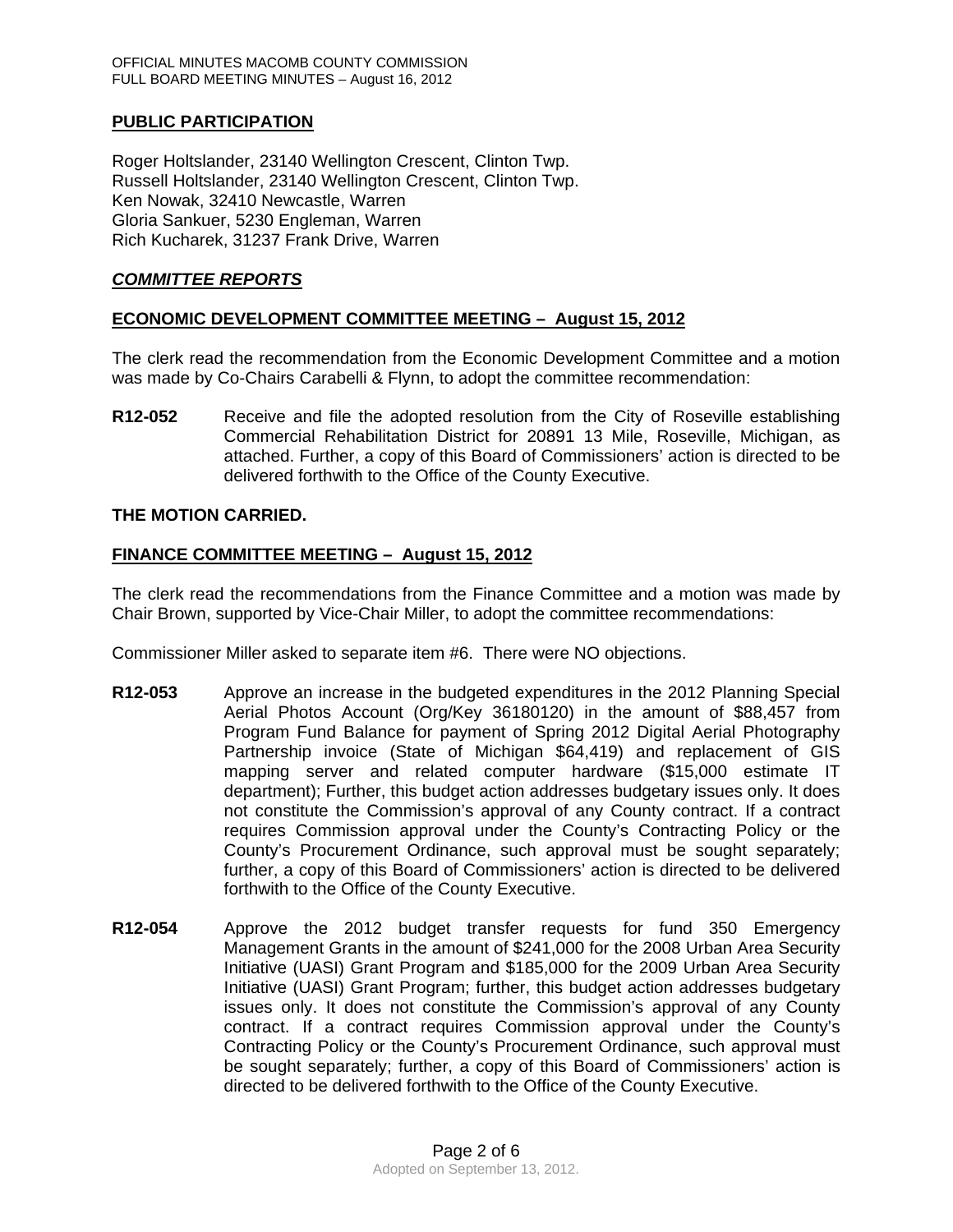## PUBLIC PARTICIPATION

Roger Holtslander, 23140 Wellington Crescent, Clinton Twp.
Russell Holtslander, 23140 Wellington Crescent, Clinton Twp.
Ken Nowak, 32410 Newcastle, Warren
Gloria Sankuer, 5230 Engleman, Warren
Rich Kucharek, 31237 Frank Drive, Warren

## *COMMITTEE REPORTS*

## ECONOMIC DEVELOPMENT COMMITTEE MEETING – August 15, 2012

The clerk read the recommendation from the Economic Development Committee and a motion was made by Co-Chairs Carabelli & Flynn, to adopt the committee recommendation:

**R12-052** Receive and file the adopted resolution from the City of Roseville establishing Commercial Rehabilitation District for 20891 13 Mile, Roseville, Michigan, as attached. Further, a copy of this Board of Commissioners' action is directed to be delivered forthwith to the Office of the County Executive.

**THE MOTION CARRIED.**

## FINANCE COMMITTEE MEETING – August 15, 2012

The clerk read the recommendations from the Finance Committee and a motion was made by Chair Brown, supported by Vice-Chair Miller, to adopt the committee recommendations:

Commissioner Miller asked to separate item #6. There were NO objections.

**R12-053** Approve an increase in the budgeted expenditures in the 2012 Planning Special Aerial Photos Account (Org/Key 36180120) in the amount of $88,457 from Program Fund Balance for payment of Spring 2012 Digital Aerial Photography Partnership invoice (State of Michigan $64,419) and replacement of GIS mapping server and related computer hardware ($15,000 estimate IT department); Further, this budget action addresses budgetary issues only. It does not constitute the Commission's approval of any County contract. If a contract requires Commission approval under the County's Contracting Policy or the County's Procurement Ordinance, such approval must be sought separately; further, a copy of this Board of Commissioners' action is directed to be delivered forthwith to the Office of the County Executive.

**R12-054** Approve the 2012 budget transfer requests for fund 350 Emergency Management Grants in the amount of $241,000 for the 2008 Urban Area Security Initiative (UASI) Grant Program and $185,000 for the 2009 Urban Area Security Initiative (UASI) Grant Program; further, this budget action addresses budgetary issues only. It does not constitute the Commission's approval of any County contract. If a contract requires Commission approval under the County's Contracting Policy or the County's Procurement Ordinance, such approval must be sought separately; further, a copy of this Board of Commissioners' action is directed to be delivered forthwith to the Office of the County Executive.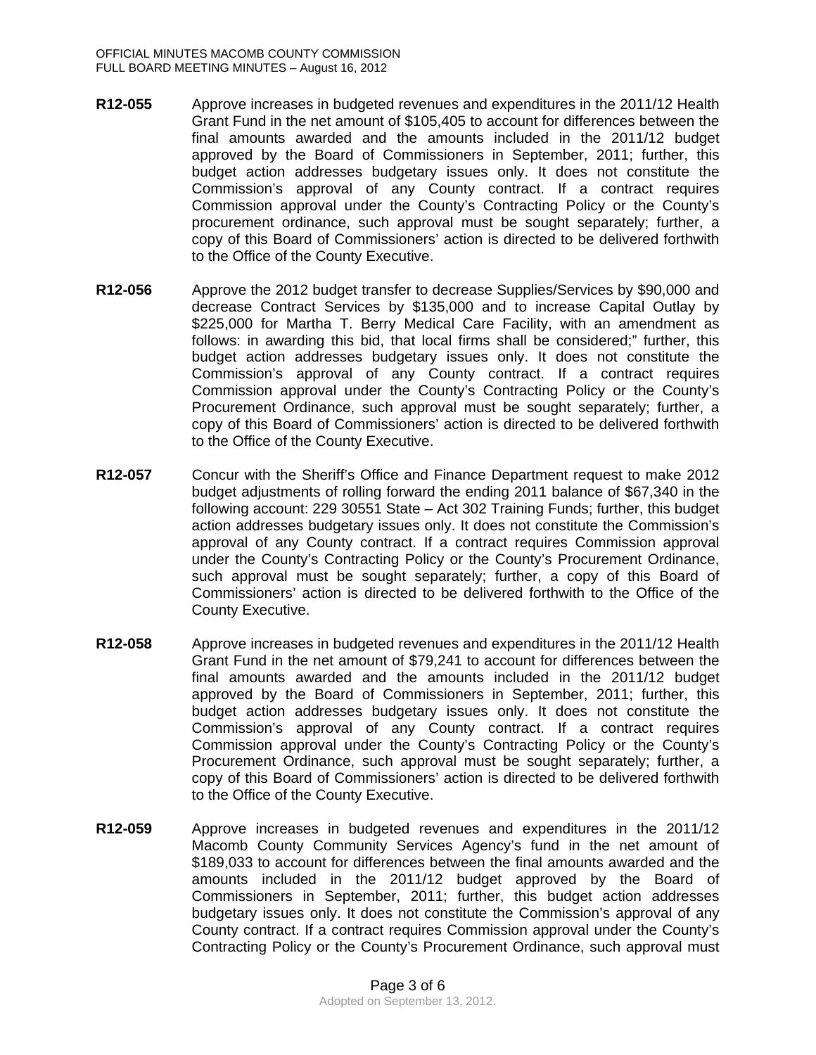**R12-055** Approve increases in budgeted revenues and expenditures in the 2011/12 Health Grant Fund in the net amount of $105,405 to account for differences between the final amounts awarded and the amounts included in the 2011/12 budget approved by the Board of Commissioners in September, 2011; further, this budget action addresses budgetary issues only. It does not constitute the Commission's approval of any County contract. If a contract requires Commission approval under the County's Contracting Policy or the County's procurement ordinance, such approval must be sought separately; further, a copy of this Board of Commissioners' action is directed to be delivered forthwith to the Office of the County Executive.

**R12-056** Approve the 2012 budget transfer to decrease Supplies/Services by $90,000 and decrease Contract Services by $135,000 and to increase Capital Outlay by $225,000 for Martha T. Berry Medical Care Facility, with an amendment as follows: in awarding this bid, that local firms shall be considered;" further, this budget action addresses budgetary issues only. It does not constitute the Commission's approval of any County contract. If a contract requires Commission approval under the County's Contracting Policy or the County's Procurement Ordinance, such approval must be sought separately; further, a copy of this Board of Commissioners' action is directed to be delivered forthwith to the Office of the County Executive.

**R12-057** Concur with the Sheriff's Office and Finance Department request to make 2012 budget adjustments of rolling forward the ending 2011 balance of $67,340 in the following account: 229 30551 State – Act 302 Training Funds; further, this budget action addresses budgetary issues only. It does not constitute the Commission's approval of any County contract. If a contract requires Commission approval under the County's Contracting Policy or the County's Procurement Ordinance, such approval must be sought separately; further, a copy of this Board of Commissioners' action is directed to be delivered forthwith to the Office of the County Executive.

**R12-058** Approve increases in budgeted revenues and expenditures in the 2011/12 Health Grant Fund in the net amount of $79,241 to account for differences between the final amounts awarded and the amounts included in the 2011/12 budget approved by the Board of Commissioners in September, 2011; further, this budget action addresses budgetary issues only. It does not constitute the Commission's approval of any County contract. If a contract requires Commission approval under the County's Contracting Policy or the County's Procurement Ordinance, such approval must be sought separately; further, a copy of this Board of Commissioners' action is directed to be delivered forthwith to the Office of the County Executive.

**R12-059** Approve increases in budgeted revenues and expenditures in the 2011/12 Macomb County Community Services Agency's fund in the net amount of $189,033 to account for differences between the final amounts awarded and the amounts included in the 2011/12 budget approved by the Board of Commissioners in September, 2011; further, this budget action addresses budgetary issues only. It does not constitute the Commission's approval of any County contract. If a contract requires Commission approval under the County's Contracting Policy or the County's Procurement Ordinance, such approval must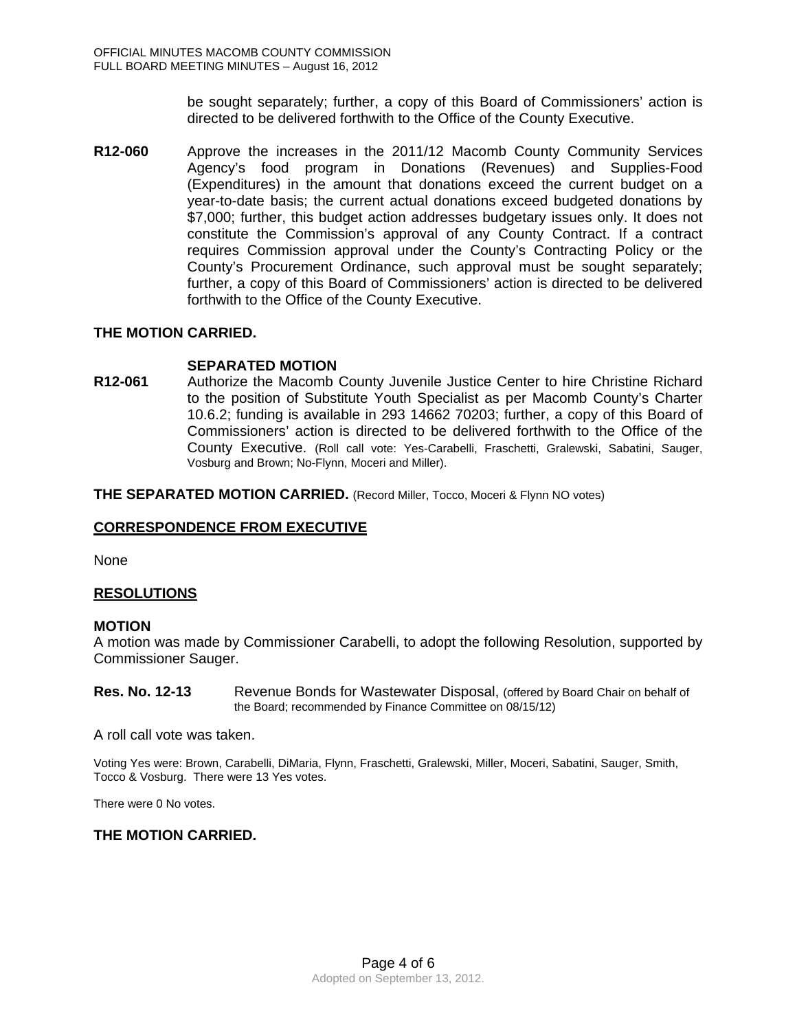be sought separately; further, a copy of this Board of Commissioners' action is directed to be delivered forthwith to the Office of the County Executive.

**R12-060** Approve the increases in the 2011/12 Macomb County Community Services Agency's food program in Donations (Revenues) and Supplies-Food (Expenditures) in the amount that donations exceed the current budget on a year-to-date basis; the current actual donations exceed budgeted donations by $7,000; further, this budget action addresses budgetary issues only. It does not constitute the Commission's approval of any County Contract. If a contract requires Commission approval under the County's Contracting Policy or the County's Procurement Ordinance, such approval must be sought separately; further, a copy of this Board of Commissioners' action is directed to be delivered forthwith to the Office of the County Executive.

**THE MOTION CARRIED.**

**SEPARATED MOTION**

**R12-061** Authorize the Macomb County Juvenile Justice Center to hire Christine Richard to the position of Substitute Youth Specialist as per Macomb County's Charter 10.6.2; funding is available in 293 14662 70203; further, a copy of this Board of Commissioners' action is directed to be delivered forthwith to the Office of the County Executive. (Roll call vote: Yes-Carabelli, Fraschetti, Gralewski, Sabatini, Sauger, Vosburg and Brown; No-Flynn, Moceri and Miller).

**THE SEPARATED MOTION CARRIED.** (Record Miller, Tocco, Moceri & Flynn NO votes)

## CORRESPONDENCE FROM EXECUTIVE

None

## RESOLUTIONS

**MOTION**

A motion was made by Commissioner Carabelli, to adopt the following Resolution, supported by Commissioner Sauger.

**Res. No. 12-13** Revenue Bonds for Wastewater Disposal, (offered by Board Chair on behalf of the Board; recommended by Finance Committee on 08/15/12)

A roll call vote was taken.

Voting Yes were: Brown, Carabelli, DiMaria, Flynn, Fraschetti, Gralewski, Miller, Moceri, Sabatini, Sauger, Smith, Tocco & Vosburg. There were 13 Yes votes.

There were 0 No votes.

**THE MOTION CARRIED.**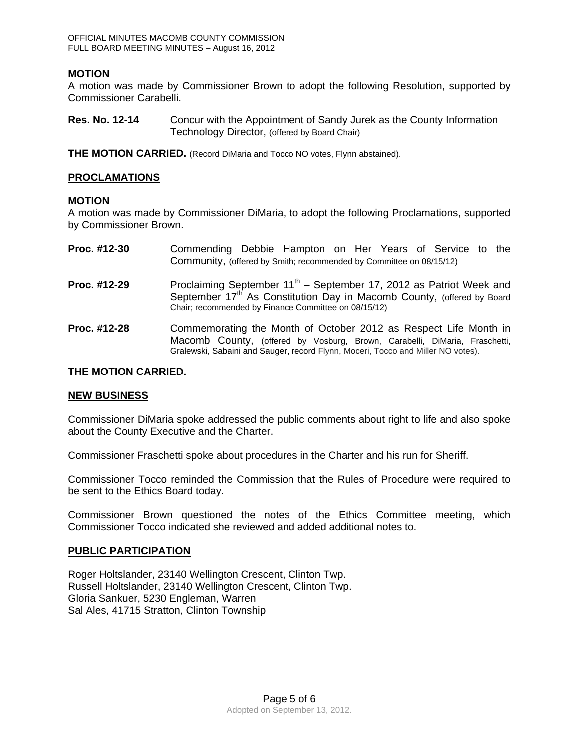**MOTION**

A motion was made by Commissioner Brown to adopt the following Resolution, supported by Commissioner Carabelli.

**Res. No. 12-14** Concur with the Appointment of Sandy Jurek as the County Information Technology Director, (offered by Board Chair)

**THE MOTION CARRIED.** (Record DiMaria and Tocco NO votes, Flynn abstained).

## PROCLAMATIONS

**MOTION**

A motion was made by Commissioner DiMaria, to adopt the following Proclamations, supported by Commissioner Brown.

**Proc. #12-30** Commending Debbie Hampton on Her Years of Service to the Community, (offered by Smith; recommended by Committee on 08/15/12)

**Proc. #12-29** Proclaiming September 11th – September 17, 2012 as Patriot Week and September 17th As Constitution Day in Macomb County, (offered by Board Chair; recommended by Finance Committee on 08/15/12)

**Proc. #12-28** Commemorating the Month of October 2012 as Respect Life Month in Macomb County, (offered by Vosburg, Brown, Carabelli, DiMaria, Fraschetti, Gralewski, Sabaini and Sauger, record Flynn, Moceri, Tocco and Miller NO votes).

**THE MOTION CARRIED.**

## NEW BUSINESS

Commissioner DiMaria spoke addressed the public comments about right to life and also spoke about the County Executive and the Charter.

Commissioner Fraschetti spoke about procedures in the Charter and his run for Sheriff.

Commissioner Tocco reminded the Commission that the Rules of Procedure were required to be sent to the Ethics Board today.

Commissioner Brown questioned the notes of the Ethics Committee meeting, which Commissioner Tocco indicated she reviewed and added additional notes to.

## PUBLIC PARTICIPATION

Roger Holtslander, 23140 Wellington Crescent, Clinton Twp.
Russell Holtslander, 23140 Wellington Crescent, Clinton Twp.
Gloria Sankuer, 5230 Engleman, Warren
Sal Ales, 41715 Stratton, Clinton Township

Adopted on September 13, 2012.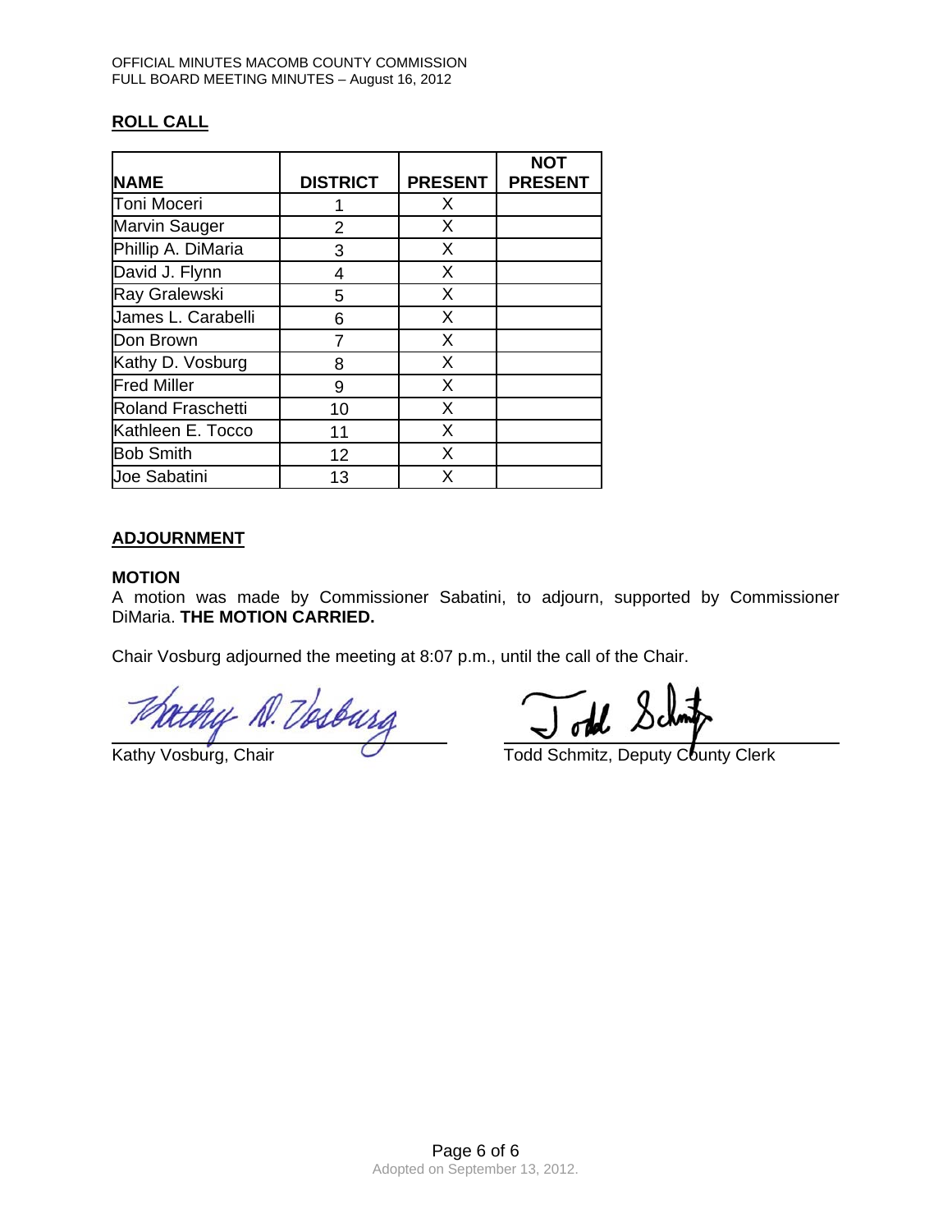## ROLL CALL

| NAME | DISTRICT | PRESENT | NOT PRESENT |
|---|---|---|---|
| Toni Moceri | 1 | X | |
| Marvin Sauger | 2 | X | |
| Phillip A. DiMaria | 3 | X | |
| David J. Flynn | 4 | X | |
| Ray Gralewski | 5 | X | |
| James L. Carabelli | 6 | X | |
| Don Brown | 7 | X | |
| Kathy D. Vosburg | 8 | X | |
| Fred Miller | 9 | X | |
| Roland Fraschetti | 10 | X | |
| Kathleen E. Tocco | 11 | X | |
| Bob Smith | 12 | X | |
| Joe Sabatini | 13 | X | |

## ADJOURNMENT

**MOTION**

A motion was made by Commissioner Sabatini, to adjourn, supported by Commissioner DiMaria. **THE MOTION CARRIED.**

Chair Vosburg adjourned the meeting at 8:07 p.m., until the call of the Chair.

Kathy Vosburg, Chair

Todd Schmitz, Deputy County Clerk

Adopted on September 13, 2012.